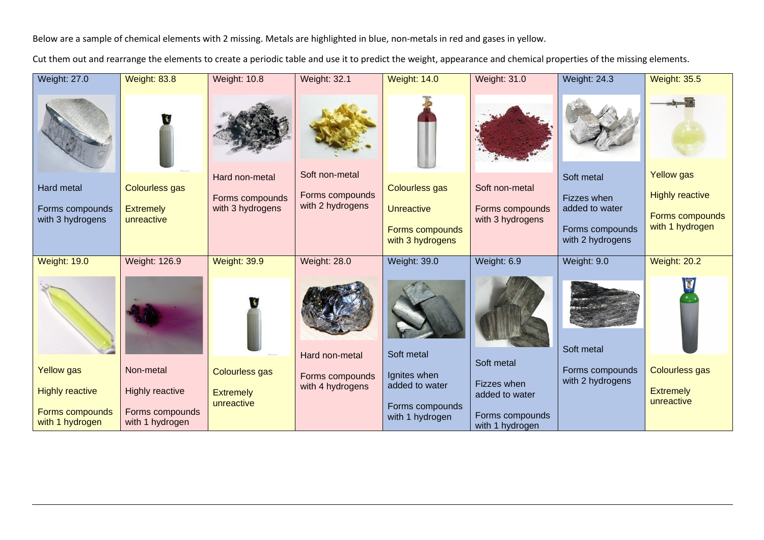Below are a sample of chemical elements with 2 missing. Metals are highlighted in blue, non-metals in red and gases in yellow.

Cut them out and rearrange the elements to create a periodic table and use it to predict the weight, appearance and chemical properties of the missing elements.

| Weight: 27.0 | Weight: 83.8 | Weight: 10.8 | Weight: 32.1 | Weight: 14.0 | Weight: 31.0 | Weight: 24.3 | Weight: 35.5 |
|---|---|---|---|---|---|---|---|
| Hard metal<br><br>Forms compounds with 3 hydrogens | Colourless gas<br><br>Extremely unreactive | Hard non-metal<br><br>Forms compounds with 3 hydrogens | Soft non-metal<br><br>Forms compounds with 2 hydrogens | Colourless gas<br><br>Unreactive<br><br>Forms compounds with 3 hydrogens | Soft non-metal<br><br>Forms compounds with 3 hydrogens | Soft metal<br><br>Fizzes when added to water<br><br>Forms compounds with 2 hydrogens | Yellow gas<br><br>Highly reactive<br><br>Forms compounds with 1 hydrogen |
| Weight: 19.0 | Weight: 126.9 | Weight: 39.9 | Weight: 28.0 | Weight: 39.0 | Weight: 6.9 | Weight: 9.0 | Weight: 20.2 |
| Yellow gas<br><br>Highly reactive<br><br>Forms compounds with 1 hydrogen | Non-metal<br><br>Highly reactive<br><br>Forms compounds with 1 hydrogen | Colourless gas<br><br>Extremely unreactive | Hard non-metal<br><br>Forms compounds with 4 hydrogens | Soft metal<br><br>Ignites when added to water<br><br>Forms compounds with 1 hydrogen | Soft metal<br><br>Fizzes when added to water<br><br>Forms compounds with 1 hydrogen | Soft metal<br><br>Forms compounds with 2 hydrogens | Colourless gas<br><br>Extremely unreactive |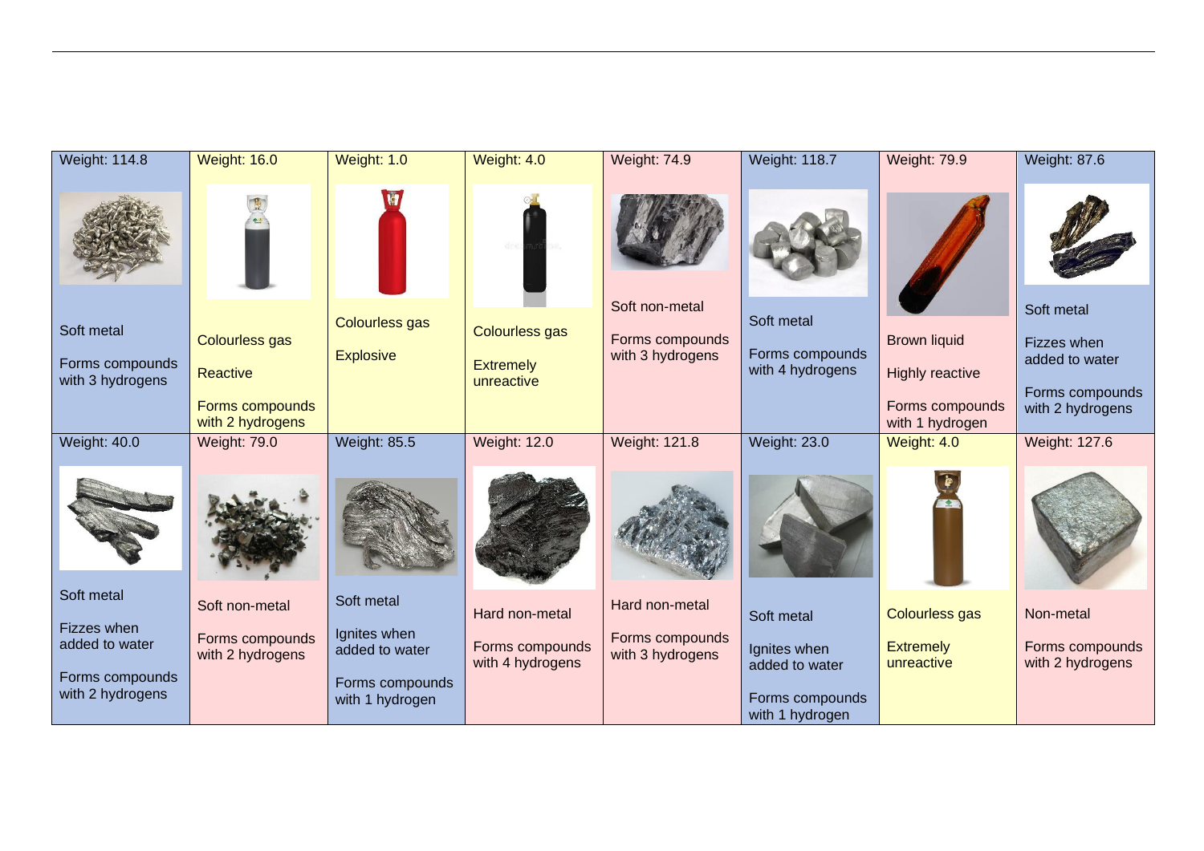| | | | | | | | |
|---|---|---|---|---|---|---|---|
| Weight: 114.8<br><br>Soft metal<br><br>Forms compounds with 3 hydrogens | Weight: 16.0<br><br>Colourless gas<br><br>Reactive<br><br>Forms compounds with 2 hydrogens | Weight: 1.0<br><br>Colourless gas<br><br>Explosive | Weight: 4.0<br><br>Colourless gas<br><br>Extremely unreactive | Weight: 74.9<br><br>Soft non-metal<br><br>Forms compounds with 3 hydrogens | Weight: 118.7<br><br>Soft metal<br><br>Forms compounds with 4 hydrogens | Weight: 79.9<br><br>Brown liquid<br><br>Highly reactive<br><br>Forms compounds with 1 hydrogen | Weight: 87.6<br><br>Soft metal<br><br>Fizzes when added to water<br><br>Forms compounds with 2 hydrogens |
| Weight: 40.0<br><br>Soft metal<br><br>Fizzes when added to water<br><br>Forms compounds with 2 hydrogens | Weight: 79.0<br><br>Soft non-metal<br><br>Forms compounds with 2 hydrogens | Weight: 85.5<br><br>Soft metal<br><br>Ignites when added to water<br><br>Forms compounds with 1 hydrogen | Weight: 12.0<br><br>Hard non-metal<br><br>Forms compounds with 4 hydrogens | Weight: 121.8<br><br>Hard non-metal<br><br>Forms compounds with 3 hydrogens | Weight: 23.0<br><br>Soft metal<br><br>Ignites when added to water<br><br>Forms compounds with 1 hydrogen | Weight: 4.0<br><br>Colourless gas<br><br>Extremely unreactive | Weight: 127.6<br><br>Non-metal<br><br>Forms compounds with 2 hydrogens |